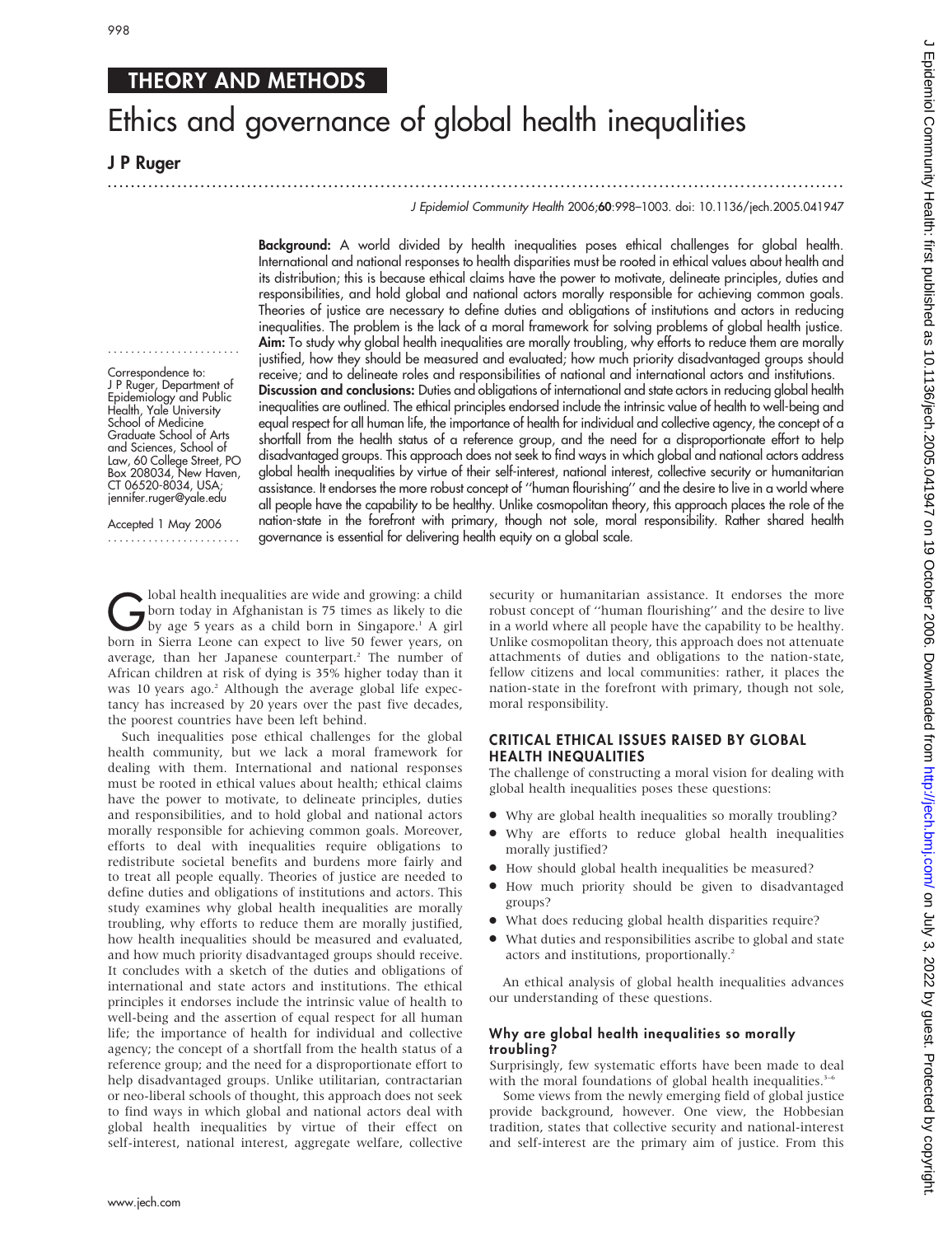THEORY AND METHODS

# Ethics and governance of global health inequalities

J P Ruger

**Background:** A world divided by health inequalities poses ethical challenges for global health. International and national responses to health disparities must be rooted in ethical values about health and its distribution; this is because ethical claims have the power to motivate, delineate principles, duties and responsibilities, and hold global and national actors morally responsible for achieving common goals. Theories of justice are necessary to define duties and obligations of institutions and actors in reducing inequalities. The problem is the lack of a moral framework for solving problems of global health justice.

**Aim:** To study why global health inequalities are morally troubling, why efforts to reduce them are morally justified, how they should be measured and evaluated; how much priority disadvantaged groups should receive; and to delineate roles and responsibilities of national and international actors and institutions.

**Discussion and conclusions:** Duties and obligations of international and state actors in reducing global health inequalities are outlined. The ethical principles endorsed include the intrinsic value of health to well-being and equal respect for all human life, the importance of health for individual and collective agency, the concept of a shortfall from the health status of a reference group, and the need for a disproportionate effort to help disadvantaged groups. This approach does not seek to find ways in which global and national actors address global health inequalities by virtue of their self-interest, national interest, collective security or humanitarian assistance. It endorses the more robust concept of "human flourishing" and the desire to live in a world where all people have the capability to be healthy. Unlike cosmopolitan theory, this approach places the role of the nation-state in the forefront with primary, though not sole, moral responsibility. Rather shared health governance is essential for delivering health equity on a global scale.

Correspondence to: J P Ruger, Department of Epidemiology and Public Health, Yale University School of Medicine Graduate School of Arts and Sciences, School of Law, 60 College Street, PO Box 208034, New Haven, CT 06520-8034, USA; jennifer.ruger@yale.edu

Accepted 1 May 2006

Global health inequalities are wide and growing: a child born today in Afghanistan is 75 times as likely to die by age 5 years as a child born in Singapore.[1] A girl born in Sierra Leone can expect to live 50 fewer years, on average, than her Japanese counterpart.[2] The number of African children at risk of dying is 35% higher today than it was 10 years ago.[2] Although the average global life expectancy has increased by 20 years over the past five decades, the poorest countries have been left behind.

Such inequalities pose ethical challenges for the global health community, but we lack a moral framework for dealing with them. International and national responses must be rooted in ethical values about health; ethical claims have the power to motivate, to delineate principles, duties and responsibilities, and to hold global and national actors morally responsible for achieving common goals. Moreover, efforts to deal with inequalities require obligations to redistribute societal benefits and burdens more fairly and to treat all people equally. Theories of justice are needed to define duties and obligations of institutions and actors. This study examines why global health inequalities are morally troubling, why efforts to reduce them are morally justified, how health inequalities should be measured and evaluated, and how much priority disadvantaged groups should receive. It concludes with a sketch of the duties and obligations of international and state actors and institutions. The ethical principles it endorses include the intrinsic value of health to well-being and the assertion of equal respect for all human life; the importance of health for individual and collective agency; the concept of a shortfall from the health status of a reference group; and the need for a disproportionate effort to help disadvantaged groups. Unlike utilitarian, contractarian or neo-liberal schools of thought, this approach does not seek to find ways in which global and national actors deal with global health inequalities by virtue of their effect on self-interest, national interest, aggregate welfare, collective security or humanitarian assistance. It endorses the more robust concept of "human flourishing" and the desire to live in a world where all people have the capability to be healthy. Unlike cosmopolitan theory, this approach does not attenuate attachments of duties and obligations to the nation-state, fellow citizens and local communities: rather, it places the nation-state in the forefront with primary, though not sole, moral responsibility.

## CRITICAL ETHICAL ISSUES RAISED BY GLOBAL HEALTH INEQUALITIES

The challenge of constructing a moral vision for dealing with global health inequalities poses these questions:

- Why are global health inequalities so morally troubling?
- Why are efforts to reduce global health inequalities morally justified?
- How should global health inequalities be measured?
- How much priority should be given to disadvantaged groups?
- What does reducing global health disparities require?
- What duties and responsibilities ascribe to global and state actors and institutions, proportionally.[2]

An ethical analysis of global health inequalities advances our understanding of these questions.

### Why are global health inequalities so morally troubling?

Surprisingly, few systematic efforts have been made to deal with the moral foundations of global health inequalities.[3–6]

Some views from the newly emerging field of global justice provide background, however. One view, the Hobbesian tradition, states that collective security and national-interest and self-interest are the primary aim of justice. From this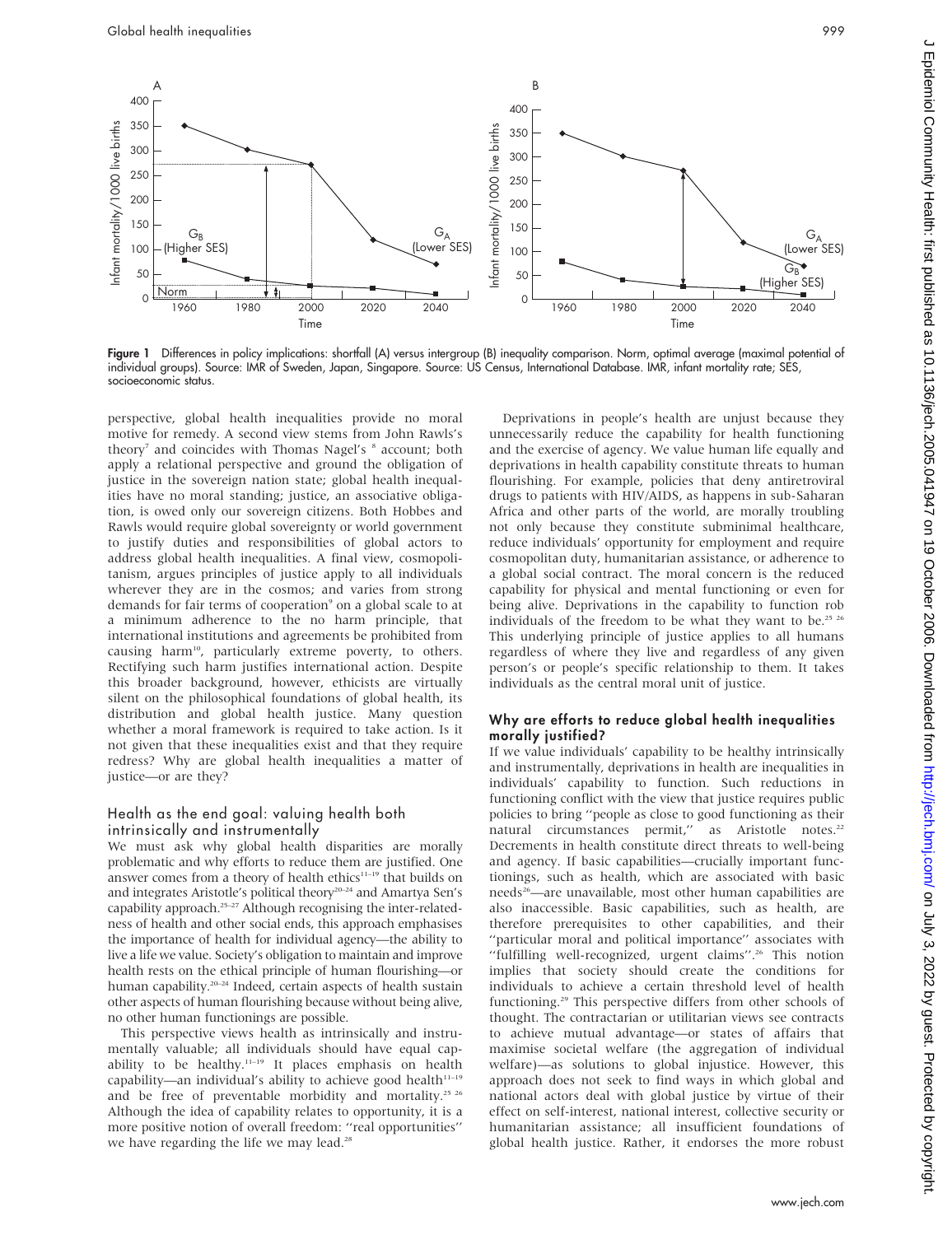A

400
350
300
250
200
150
100
50
0

Infant mortality/1000 live births

$G_B$ (Higher SES)

$G_A$ (Lower SES)

Norm

1960 1980 2000 2020 2040

Time

B

400
350
300
250
200
150
100
50
0

Infant mortality/1000 live births

$G_A$ (Lower SES)

$G_B$ (Higher SES)

1960 1980 2000 2020 2040

Time

**Figure 1** Differences in policy implications: shortfall (A) versus intergroup (B) inequality comparison. Norm, optimal average (maximal potential of individual groups). Source: IMR of Sweden, Japan, Singapore. Source: US Census, International Database. IMR, infant mortality rate; SES, socioeconomic status.

perspective, global health inequalities provide no moral motive for remedy. A second view stems from John Rawls's theory[7] and coincides with Thomas Nagel's [8] account; both apply a relational perspective and ground the obligation of justice in the sovereign nation state; global health inequalities have no moral standing; justice, an associative obligation, is owed only our sovereign citizens. Both Hobbes and Rawls would require global sovereignty or world government to justify duties and responsibilities of global actors to address global health inequalities. A final view, cosmopolitanism, argues principles of justice apply to all individuals wherever they are in the cosmos; and varies from strong demands for fair terms of cooperation[9] on a global scale to at a minimum adherence to the no harm principle, that international institutions and agreements be prohibited from causing harm[10], particularly extreme poverty, to others. Rectifying such harm justifies international action. Despite this broader background, however, ethicists are virtually silent on the philosophical foundations of global health, its distribution and global health justice. Many question whether a moral framework is required to take action. Is it not given that these inequalities exist and that they require redress? Why are global health inequalities a matter of justice—or are they?

## Health as the end goal: valuing health both intrinsically and instrumentally

We must ask why global health disparities are morally problematic and why efforts to reduce them are justified. One answer comes from a theory of health ethics[11–19] that builds on and integrates Aristotle's political theory[20–24] and Amartya Sen's capability approach.[25–27] Although recognising the inter-relatedness of health and other social ends, this approach emphasises the importance of health for individual agency—the ability to live a life we value. Society's obligation to maintain and improve health rests on the ethical principle of human flourishing—or human capability.[20–24] Indeed, certain aspects of health sustain other aspects of human flourishing because without being alive, no other human functionings are possible.

This perspective views health as intrinsically and instrumentally valuable; all individuals should have equal capability to be healthy.[11–19] It places emphasis on health capability—an individual's ability to achieve good health[11–19] and be free of preventable morbidity and mortality.[25 26] Although the idea of capability relates to opportunity, it is a more positive notion of overall freedom: "real opportunities" we have regarding the life we may lead.[28]

Deprivations in people's health are unjust because they unnecessarily reduce the capability for health functioning and the exercise of agency. We value human life equally and deprivations in health capability constitute threats to human flourishing. For example, policies that deny antiretroviral drugs to patients with HIV/AIDS, as happens in sub-Saharan Africa and other parts of the world, are morally troubling not only because they constitute subminimal healthcare, reduce individuals' opportunity for employment and require cosmopolitan duty, humanitarian assistance, or adherence to a global social contract. The moral concern is the reduced capability for physical and mental functioning or even for being alive. Deprivations in the capability to function rob individuals of the freedom to be what they want to be.[25 26] This underlying principle of justice applies to all humans regardless of where they live and regardless of any given person's or people's specific relationship to them. It takes individuals as the central moral unit of justice.

## Why are efforts to reduce global health inequalities morally justified?

If we value individuals' capability to be healthy intrinsically and instrumentally, deprivations in health are inequalities in individuals' capability to function. Such reductions in functioning conflict with the view that justice requires public policies to bring "people as close to good functioning as their natural circumstances permit," as Aristotle notes.[22] Decrements in health constitute direct threats to well-being and agency. If basic capabilities—crucially important functionings, such as health, which are associated with basic needs[26]—are unavailable, most other human capabilities are also inaccessible. Basic capabilities, such as health, are therefore prerequisites to other capabilities, and their "particular moral and political importance" associates with "fulfilling well-recognized, urgent claims".[26] This notion implies that society should create the conditions for individuals to achieve a certain threshold level of health functioning.[29] This perspective differs from other schools of thought. The contractarian or utilitarian views see contracts to achieve mutual advantage—or states of affairs that maximise societal welfare (the aggregation of individual welfare)—as solutions to global injustice. However, this approach does not seek to find ways in which global and national actors deal with global justice by virtue of their effect on self-interest, national interest, collective security or humanitarian assistance; all insufficient foundations of global health justice. Rather, it endorses the more robust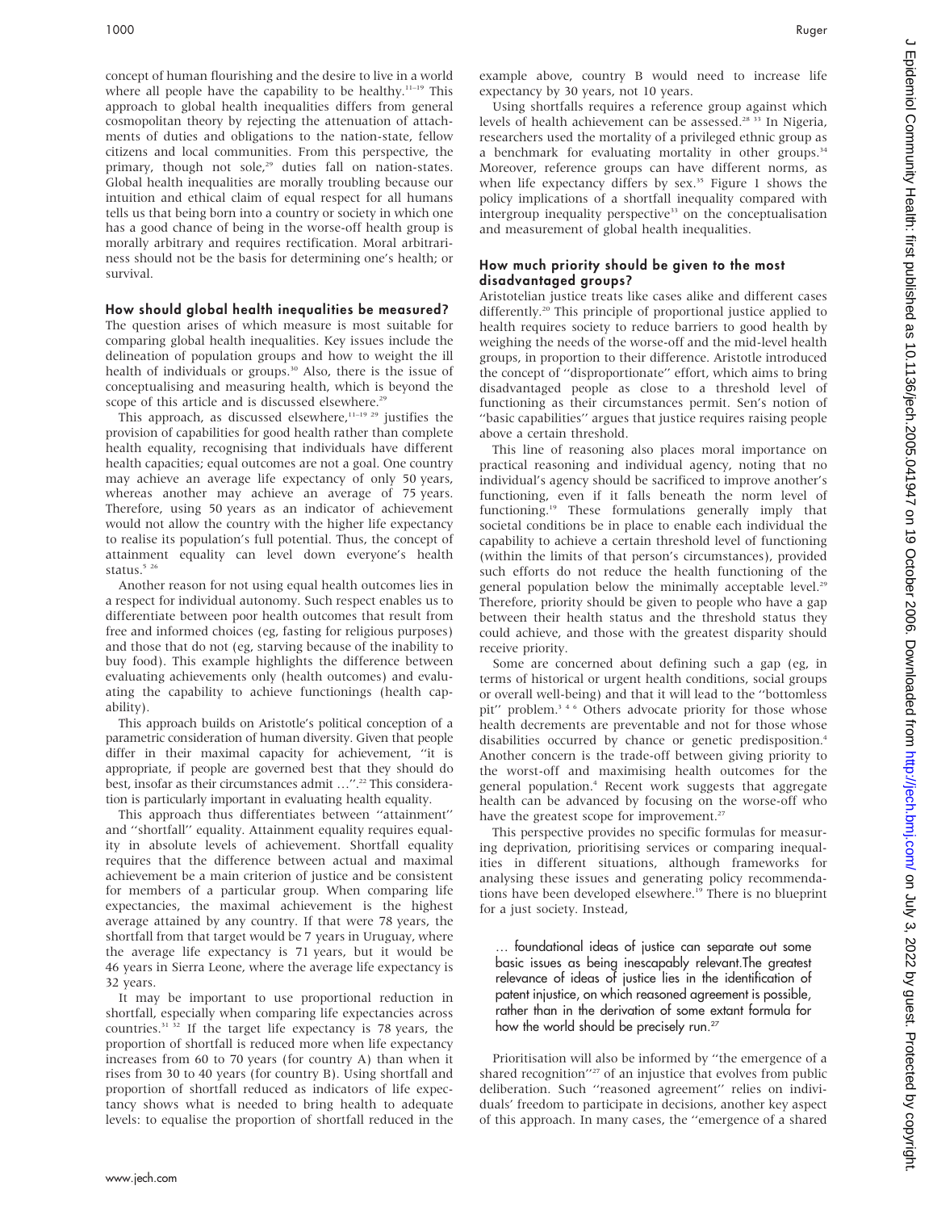concept of human flourishing and the desire to live in a world where all people have the capability to be healthy.[11–19] This approach to global health inequalities differs from general cosmopolitan theory by rejecting the attenuation of attachments of duties and obligations to the nation-state, fellow citizens and local communities. From this perspective, the primary, though not sole,[29] duties fall on nation-states. Global health inequalities are morally troubling because our intuition and ethical claim of equal respect for all humans tells us that being born into a country or society in which one has a good chance of being in the worse-off health group is morally arbitrary and requires rectification. Moral arbitrariness should not be the basis for determining one's health; or survival.

### How should global health inequalities be measured?

The question arises of which measure is most suitable for comparing global health inequalities. Key issues include the delineation of population groups and how to weight the ill health of individuals or groups.[30] Also, there is the issue of conceptualising and measuring health, which is beyond the scope of this article and is discussed elsewhere.[29]

This approach, as discussed elsewhere,[11–19 29] justifies the provision of capabilities for good health rather than complete health equality, recognising that individuals have different health capacities; equal outcomes are not a goal. One country may achieve an average life expectancy of only 50 years, whereas another may achieve an average of 75 years. Therefore, using 50 years as an indicator of achievement would not allow the country with the higher life expectancy to realise its population's full potential. Thus, the concept of attainment equality can level down everyone's health status.[5 26]

Another reason for not using equal health outcomes lies in a respect for individual autonomy. Such respect enables us to differentiate between poor health outcomes that result from free and informed choices (eg, fasting for religious purposes) and those that do not (eg, starving because of the inability to buy food). This example highlights the difference between evaluating achievements only (health outcomes) and evaluating the capability to achieve functionings (health capability).

This approach builds on Aristotle's political conception of a parametric consideration of human diversity. Given that people differ in their maximal capacity for achievement, "it is appropriate, if people are governed best that they should do best, insofar as their circumstances admit ...".[22] This consideration is particularly important in evaluating health equality.

This approach thus differentiates between "attainment" and "shortfall" equality. Attainment equality requires equality in absolute levels of achievement. Shortfall equality requires that the difference between actual and maximal achievement be a main criterion of justice and be consistent for members of a particular group. When comparing life expectancies, the maximal achievement is the highest average attained by any country. If that were 78 years, the shortfall from that target would be 7 years in Uruguay, where the average life expectancy is 71 years, but it would be 46 years in Sierra Leone, where the average life expectancy is 32 years.

It may be important to use proportional reduction in shortfall, especially when comparing life expectancies across countries.[31 32] If the target life expectancy is 78 years, the proportion of shortfall is reduced more when life expectancy increases from 60 to 70 years (for country A) than when it rises from 30 to 40 years (for country B). Using shortfall and proportion of shortfall reduced as indicators of life expectancy shows what is needed to bring health to adequate levels: to equalise the proportion of shortfall reduced in the example above, country B would need to increase life expectancy by 30 years, not 10 years.

Using shortfalls requires a reference group against which levels of health achievement can be assessed.[28 33] In Nigeria, researchers used the mortality of a privileged ethnic group as a benchmark for evaluating mortality in other groups.[34] Moreover, reference groups can have different norms, as when life expectancy differs by sex.[35] Figure 1 shows the policy implications of a shortfall inequality compared with intergroup inequality perspective[33] on the conceptualisation and measurement of global health inequalities.

### How much priority should be given to the most disadvantaged groups?

Aristotelian justice treats like cases alike and different cases differently.[20] This principle of proportional justice applied to health requires society to reduce barriers to good health by weighing the needs of the worse-off and the mid-level health groups, in proportion to their difference. Aristotle introduced the concept of "disproportionate" effort, which aims to bring disadvantaged people as close to a threshold level of functioning as their circumstances permit. Sen's notion of "basic capabilities" argues that justice requires raising people above a certain threshold.

This line of reasoning also places moral importance on practical reasoning and individual agency, noting that no individual's agency should be sacrificed to improve another's functioning, even if it falls beneath the norm level of functioning.[19] These formulations generally imply that societal conditions be in place to enable each individual the capability to achieve a certain threshold level of functioning (within the limits of that person's circumstances), provided such efforts do not reduce the health functioning of the general population below the minimally acceptable level.[29] Therefore, priority should be given to people who have a gap between their health status and the threshold status they could achieve, and those with the greatest disparity should receive priority.

Some are concerned about defining such a gap (eg, in terms of historical or urgent health conditions, social groups or overall well-being) and that it will lead to the "bottomless pit" problem.[3 4 6] Others advocate priority for those whose health decrements are preventable and not for those whose disabilities occurred by chance or genetic predisposition.[4] Another concern is the trade-off between giving priority to the worst-off and maximising health outcomes for the general population.[4] Recent work suggests that aggregate health can be advanced by focusing on the worse-off who have the greatest scope for improvement.[27]

This perspective provides no specific formulas for measuring deprivation, prioritising services or comparing inequalities in different situations, although frameworks for analysing these issues and generating policy recommendations have been developed elsewhere.[19] There is no blueprint for a just society. Instead,

> ... foundational ideas of justice can separate out some basic issues as being inescapably relevant.The greatest relevance of ideas of justice lies in the identification of patent injustice, on which reasoned agreement is possible, rather than in the derivation of some extant formula for how the world should be precisely run.[27]

Prioritisation will also be informed by "the emergence of a shared recognition"[27] of an injustice that evolves from public deliberation. Such "reasoned agreement" relies on individuals' freedom to participate in decisions, another key aspect of this approach. In many cases, the "emergence of a shared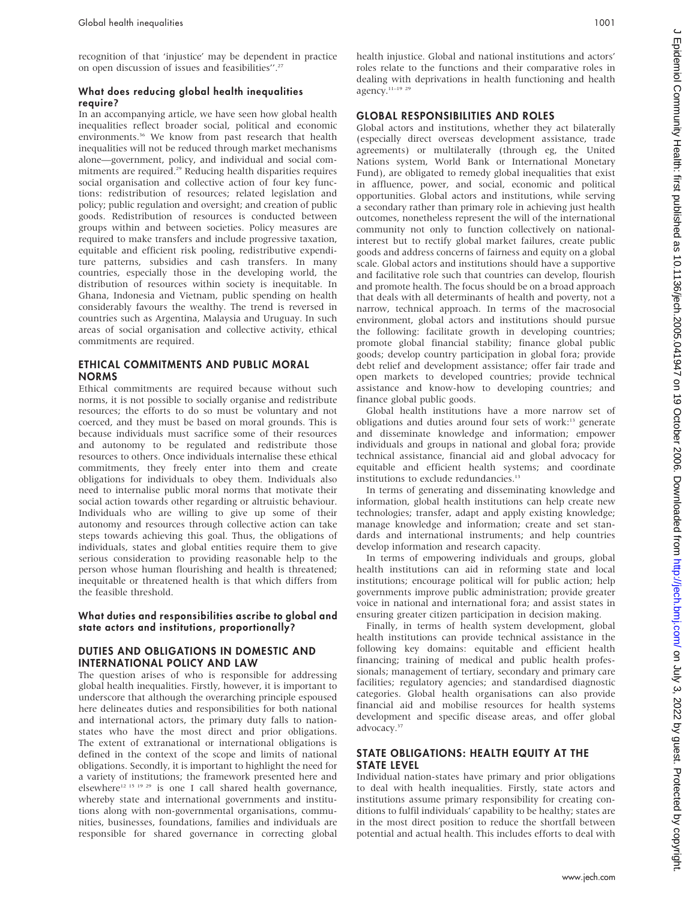recognition of that 'injustice' may be dependent in practice on open discussion of issues and feasibilities''.[27]

### What does reducing global health inequalities require?

In an accompanying article, we have seen how global health inequalities reflect broader social, political and economic environments.[36] We know from past research that health inequalities will not be reduced through market mechanisms alone—government, policy, and individual and social commitments are required.[29] Reducing health disparities requires social organisation and collective action of four key functions: redistribution of resources; related legislation and policy; public regulation and oversight; and creation of public goods. Redistribution of resources is conducted between groups within and between societies. Policy measures are required to make transfers and include progressive taxation, equitable and efficient risk pooling, redistributive expenditure patterns, subsidies and cash transfers. In many countries, especially those in the developing world, the distribution of resources within society is inequitable. In Ghana, Indonesia and Vietnam, public spending on health considerably favours the wealthy. The trend is reversed in countries such as Argentina, Malaysia and Uruguay. In such areas of social organisation and collective activity, ethical commitments are required.

## ETHICAL COMMITMENTS AND PUBLIC MORAL NORMS

Ethical commitments are required because without such norms, it is not possible to socially organise and redistribute resources; the efforts to do so must be voluntary and not coerced, and they must be based on moral grounds. This is because individuals must sacrifice some of their resources and autonomy to be regulated and redistribute those resources to others. Once individuals internalise these ethical commitments, they freely enter into them and create obligations for individuals to obey them. Individuals also need to internalise public moral norms that motivate their social action towards other regarding or altruistic behaviour. Individuals who are willing to give up some of their autonomy and resources through collective action can take steps towards achieving this goal. Thus, the obligations of individuals, states and global entities require them to give serious consideration to providing reasonable help to the person whose human flourishing and health is threatened; inequitable or threatened health is that which differs from the feasible threshold.

### What duties and responsibilities ascribe to global and state actors and institutions, proportionally?

## DUTIES AND OBLIGATIONS IN DOMESTIC AND INTERNATIONAL POLICY AND LAW

The question arises of who is responsible for addressing global health inequalities. Firstly, however, it is important to underscore that although the overarching principle espoused here delineates duties and responsibilities for both national and international actors, the primary duty falls to nation-states who have the most direct and prior obligations. The extent of extranational or international obligations is defined in the context of the scope and limits of national obligations. Secondly, it is important to highlight the need for a variety of institutions; the framework presented here and elsewhere[12 15 19 29] is one I call shared health governance, whereby state and international governments and institutions along with non-governmental organisations, communities, businesses, foundations, families and individuals are responsible for shared governance in correcting global health injustice. Global and national institutions and actors' roles relate to the functions and their comparative roles in dealing with deprivations in health functioning and health agency.[11–19 29]

## GLOBAL RESPONSIBILITIES AND ROLES

Global actors and institutions, whether they act bilaterally (especially direct overseas development assistance, trade agreements) or multilaterally (through eg, the United Nations system, World Bank or International Monetary Fund), are obligated to remedy global inequalities that exist in affluence, power, and social, economic and political opportunities. Global actors and institutions, while serving a secondary rather than primary role in achieving just health outcomes, nonetheless represent the will of the international community not only to function collectively on national-interest but to rectify global market failures, create public goods and address concerns of fairness and equity on a global scale. Global actors and institutions should have a supportive and facilitative role such that countries can develop, flourish and promote health. The focus should be on a broad approach that deals with all determinants of health and poverty, not a narrow, technical approach. In terms of the macrosocial environment, global actors and institutions should pursue the following: facilitate growth in developing countries; promote global financial stability; finance global public goods; develop country participation in global fora; provide debt relief and development assistance; offer fair trade and open markets to developed countries; provide technical assistance and know-how to developing countries; and finance global public goods.

Global health institutions have a more narrow set of obligations and duties around four sets of work:[13] generate and disseminate knowledge and information; empower individuals and groups in national and global fora; provide technical assistance, financial aid and global advocacy for equitable and efficient health systems; and coordinate institutions to exclude redundancies.[13]

In terms of generating and disseminating knowledge and information, global health institutions can help create new technologies; transfer, adapt and apply existing knowledge; manage knowledge and information; create and set standards and international instruments; and help countries develop information and research capacity.

In terms of empowering individuals and groups, global health institutions can aid in reforming state and local institutions; encourage political will for public action; help governments improve public administration; provide greater voice in national and international fora; and assist states in ensuring greater citizen participation in decision making.

Finally, in terms of health system development, global health institutions can provide technical assistance in the following key domains: equitable and efficient health financing; training of medical and public health professionals; management of tertiary, secondary and primary care facilities; regulatory agencies; and standardised diagnostic categories. Global health organisations can also provide financial aid and mobilise resources for health systems development and specific disease areas, and offer global advocacy.[37]

## STATE OBLIGATIONS: HEALTH EQUITY AT THE STATE LEVEL

Individual nation-states have primary and prior obligations to deal with health inequalities. Firstly, state actors and institutions assume primary responsibility for creating conditions to fulfil individuals' capability to be healthy; states are in the most direct position to reduce the shortfall between potential and actual health. This includes efforts to deal with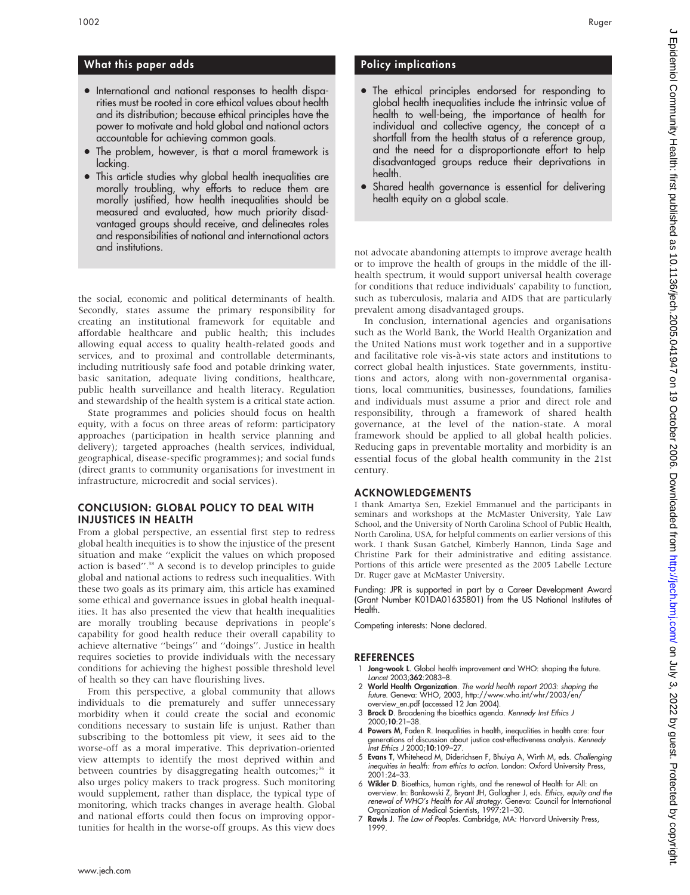## What this paper adds

- International and national responses to health disparities must be rooted in core ethical values about health and its distribution; because ethical principles have the power to motivate and hold global and national actors accountable for achieving common goals.
- The problem, however, is that a moral framework is lacking.
- This article studies why global health inequalities are morally troubling, why efforts to reduce them are morally justified, how health inequalities should be measured and evaluated, how much priority disadvantaged groups should receive, and delineates roles and responsibilities of national and international actors and institutions.

## Policy implications

- The ethical principles endorsed for responding to global health inequalities include the intrinsic value of health to well-being, the importance of health for individual and collective agency, the concept of a shortfall from the health status of a reference group, and the need for a disproportionate effort to help disadvantaged groups reduce their deprivations in health.
- Shared health governance is essential for delivering health equity on a global scale.

the social, economic and political determinants of health. Secondly, states assume the primary responsibility for creating an institutional framework for equitable and affordable healthcare and public health; this includes allowing equal access to quality health-related goods and services, and to proximal and controllable determinants, including nutritiously safe food and potable drinking water, basic sanitation, adequate living conditions, healthcare, public health surveillance and health literacy. Regulation and stewardship of the health system is a critical state action.

State programmes and policies should focus on health equity, with a focus on three areas of reform: participatory approaches (participation in health service planning and delivery); targeted approaches (health services, individual, geographical, disease-specific programmes); and social funds (direct grants to community organisations for investment in infrastructure, microcredit and social services).

## CONCLUSION: GLOBAL POLICY TO DEAL WITH INJUSTICES IN HEALTH

From a global perspective, an essential first step to redress global health inequities is to show the injustice of the present situation and make ''explicit the values on which proposed action is based''.[38] A second is to develop principles to guide global and national actions to redress such inequalities. With these two goals as its primary aim, this article has examined some ethical and governance issues in global health inequalities. It has also presented the view that health inequalities are morally troubling because deprivations in people's capability for good health reduce their overall capability to achieve alternative ''beings'' and ''doings''. Justice in health requires societies to provide individuals with the necessary conditions for achieving the highest possible threshold level of health so they can have flourishing lives.

From this perspective, a global community that allows individuals to die prematurely and suffer unnecessary morbidity when it could create the social and economic conditions necessary to sustain life is unjust. Rather than subscribing to the bottomless pit view, it sees aid to the worse-off as a moral imperative. This deprivation-oriented view attempts to identify the most deprived within and between countries by disaggregating health outcomes;[36] it also urges policy makers to track progress. Such monitoring would supplement, rather than displace, the typical type of monitoring, which tracks changes in average health. Global and national efforts could then focus on improving opportunities for health in the worse-off groups. As this view does not advocate abandoning attempts to improve average health or to improve the health of groups in the middle of the ill-health spectrum, it would support universal health coverage for conditions that reduce individuals' capability to function, such as tuberculosis, malaria and AIDS that are particularly prevalent among disadvantaged groups.

In conclusion, international agencies and organisations such as the World Bank, the World Health Organization and the United Nations must work together and in a supportive and facilitative role vis-à-vis state actors and institutions to correct global health injustices. State governments, institutions and actors, along with non-governmental organisations, local communities, businesses, foundations, families and individuals must assume a prior and direct role and responsibility, through a framework of shared health governance, at the level of the nation-state. A moral framework should be applied to all global health policies. Reducing gaps in preventable mortality and morbidity is an essential focus of the global health community in the 21st century.

## ACKNOWLEDGEMENTS

I thank Amartya Sen, Ezekiel Emmanuel and the participants in seminars and workshops at the McMaster University, Yale Law School, and the University of North Carolina School of Public Health, North Carolina, USA, for helpful comments on earlier versions of this work. I thank Susan Gatchel, Kimberly Hannon, Linda Sage and Christine Park for their administrative and editing assistance. Portions of this article were presented as the 2005 Labelle Lecture Dr. Ruger gave at McMaster University.

Funding: JPR is supported in part by a Career Development Award (Grant Number K01DA01635801) from the US National Institutes of Health.

Competing interests: None declared.

## REFERENCES

1. **Jong-wook L**. Global health improvement and WHO: shaping the future. *Lancet* 2003;**362**:2083–8.
2. **World Health Organization**. *The world health report 2003: shaping the future*. Geneva: WHO, 2003, http://www.who.int/whr/2003/en/overview_en.pdf (accessed 12 Jan 2004).
3. **Brock D**. Broadening the bioethics agenda. *Kennedy Inst Ethics J* 2000;**10**:21–38.
4. **Powers M**, Faden R. Inequalities in health, inequalities in health care: four generations of discussion about justice cost-effectiveness analysis. *Kennedy Inst Ethics J* 2000;**10**:109–27.
5. **Evans T**, Whitehead M, Diderichsen F, Bhuiya A, Wirth M, eds. *Challenging inequities in health: from ethics to action*. London: Oxford University Press, 2001:24–33.
6. **Wikler D**. Bioethics, human rights, and the renewal of Health for All: an overview. In: Bankowski Z, Bryant JH, Gallagher J, eds. *Ethics, equity and the renewal of WHO's Health for All strategy*. Geneva: Council for International Organization of Medical Scientists, 1997:21–30.
7. **Rawls J**. *The Law of Peoples*. Cambridge, MA: Harvard University Press, 1999.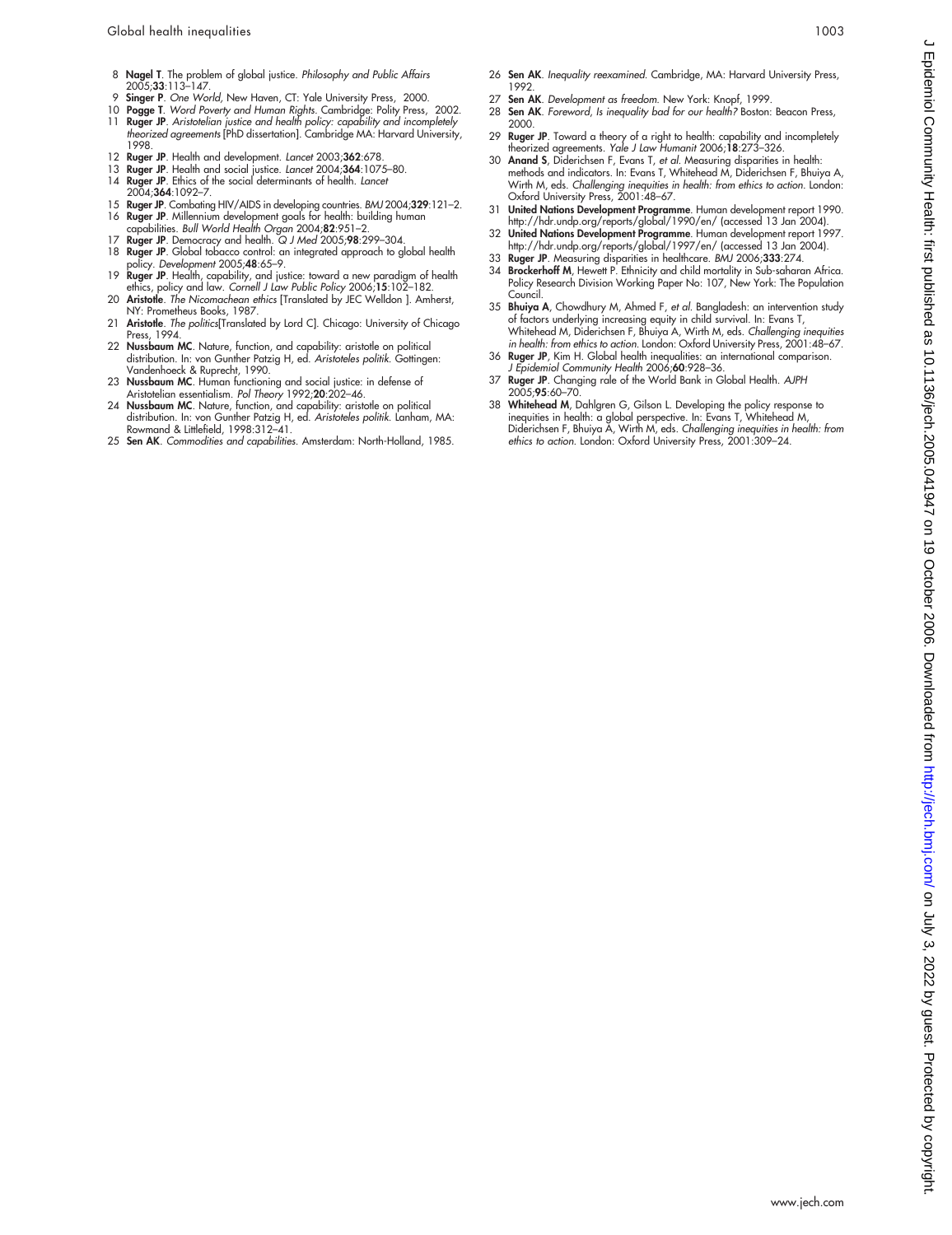8 **Nagel T**. The problem of global justice. *Philosophy and Public Affairs* 2005;**33**:113–147.
9 **Singer P**. *One World*, New Haven, CT: Yale University Press, 2000.
10 **Pogge T**. *Word Poverty and Human Rights*. Cambridge: Polity Press, 2002.
11 **Ruger JP**. *Aristotelian justice and health policy: capability and incompletely theorized agreements* [PhD dissertation]. Cambridge MA: Harvard University, 1998.
12 **Ruger JP**. Health and development. *Lancet* 2003;**362**:678.
13 **Ruger JP**. Health and social justice. *Lancet* 2004;**364**:1075–80.
14 **Ruger JP**. Ethics of the social determinants of health. *Lancet* 2004;**364**:1092–7.
15 **Ruger JP**. Combating HIV/AIDS in developing countries. *BMJ* 2004;**329**:121–2.
16 **Ruger JP**. Millennium development goals for health: building human capabilities. *Bull World Health Organ* 2004;**82**:951–2.
17 **Ruger JP**. Democracy and health. *Q J Med* 2005;**98**:299–304.
18 **Ruger JP**. Global tobacco control: an integrated approach to global health policy. *Development* 2005;**48**:65–9.
19 **Ruger JP**. Health, capability, and justice: toward a new paradigm of health ethics, policy and law. *Cornell J Law Public Policy* 2006;**15**:102–182.
20 **Aristotle**. *The Nicomachean ethics* [Translated by JEC Welldon ]. Amherst, NY: Prometheus Books, 1987.
21 **Aristotle**. *The politics*[Translated by Lord C]. Chicago: University of Chicago Press, 1994.
22 **Nussbaum MC**. Nature, function, and capability: aristotle on political distribution. In: von Gunther Patzig H, ed. *Aristoteles politik*. Gottingen: Vandenhoeck & Ruprecht, 1990.
23 **Nussbaum MC**. Human functioning and social justice: in defense of Aristotelian essentialism. *Pol Theory* 1992;**20**:202–46.
24 **Nussbaum MC**. Nature, function, and capability: aristotle on political distribution. In: von Gunther Patzig H, ed. *Aristoteles politik*. Lanham, MA: Rowmand & Littlefield, 1998:312–41.
25 **Sen AK**. *Commodities and capabilities*. Amsterdam: North-Holland, 1985.
26 **Sen AK**. *Inequality reexamined*. Cambridge, MA: Harvard University Press, 1992.
27 **Sen AK**. *Development as freedom*. New York: Knopf, 1999.
28 **Sen AK**. *Foreword, Is inequality bad for our health?* Boston: Beacon Press, 2000.
29 **Ruger JP**. Toward a theory of a right to health: capability and incompletely theorized agreements. *Yale J Law Humanit* 2006;**18**:273–326.
30 **Anand S**, Diderichsen F, Evans T, *et al*. Measuring disparities in health: methods and indicators. In: Evans T, Whitehead M, Diderichsen F, Bhuiya A, Wirth M, eds. *Challenging inequities in health: from ethics to action*. London: Oxford University Press, 2001:48–67.
31 **United Nations Development Programme**. Human development report 1990. http://hdr.undp.org/reports/global/1990/en/ (accessed 13 Jan 2004).
32 **United Nations Development Programme**. Human development report 1997. http://hdr.undp.org/reports/global/1997/en/ (accessed 13 Jan 2004).
33 **Ruger JP**. Measuring disparities in healthcare. *BMJ* 2006;**333**:274.
34 **Brockerhoff M**, Hewett P. Ethnicity and child mortality in Sub-saharan Africa. Policy Research Division Working Paper No: 107, New York: The Population Council.
35 **Bhuiya A**, Chowdhury M, Ahmed F, *et al*. Bangladesh: an intervention study of factors underlying increasing equity in child survival. In: Evans T, Whitehead M, Diderichsen F, Bhuiya A, Wirth M, eds. *Challenging inequities in health: from ethics to action*. London: Oxford University Press, 2001:48–67.
36 **Ruger JP**, Kim H. Global health inequalities: an international comparison. *J Epidemiol Community Health* 2006;**60**:928–36.
37 **Ruger JP**. Changing rale of the World Bank in Global Health. *AJPH* 2005;**95**:60–70.
38 **Whitehead M**, Dahlgren G, Gilson L. Developing the policy response to inequities in health: a global perspective. In: Evans T, Whitehead M, Diderichsen F, Bhuiya A, Wirth M, eds. *Challenging inequities in health: from ethics to action*. London: Oxford University Press, 2001:309–24.